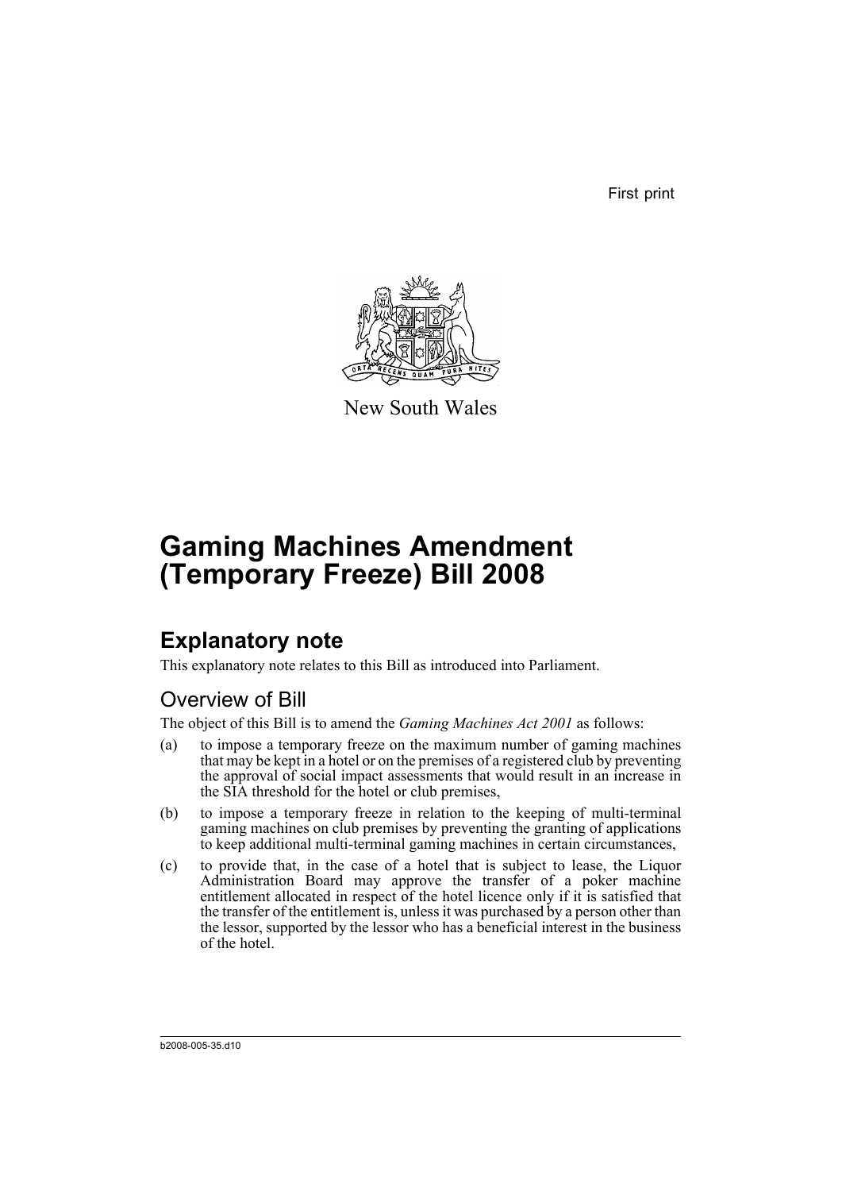First print

New South Wales

# Gaming Machines Amendment (Temporary Freeze) Bill 2008

## Explanatory note

This explanatory note relates to this Bill as introduced into Parliament.

### Overview of Bill

The object of this Bill is to amend the *Gaming Machines Act 2001* as follows:

(a) to impose a temporary freeze on the maximum number of gaming machines that may be kept in a hotel or on the premises of a registered club by preventing the approval of social impact assessments that would result in an increase in the SIA threshold for the hotel or club premises,

(b) to impose a temporary freeze in relation to the keeping of multi-terminal gaming machines on club premises by preventing the granting of applications to keep additional multi-terminal gaming machines in certain circumstances,

(c) to provide that, in the case of a hotel that is subject to lease, the Liquor Administration Board may approve the transfer of a poker machine entitlement allocated in respect of the hotel licence only if it is satisfied that the transfer of the entitlement is, unless it was purchased by a person other than the lessor, supported by the lessor who has a beneficial interest in the business of the hotel.

b2008-005-35.d10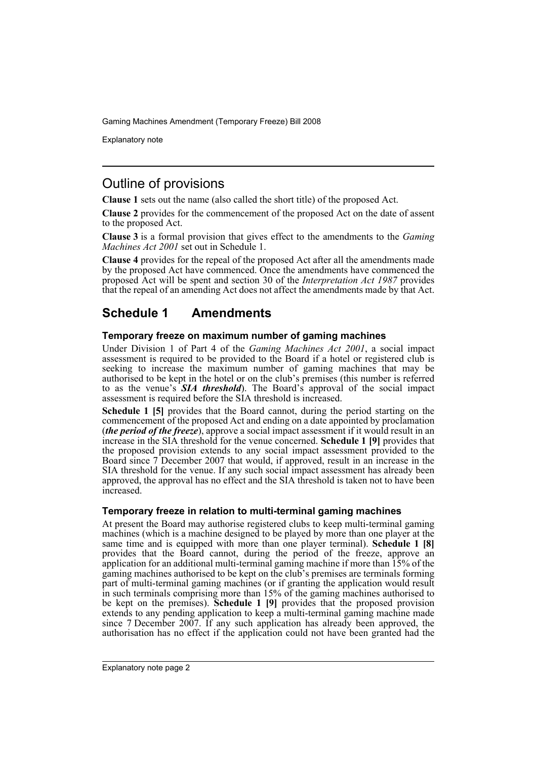## Outline of provisions

**Clause 1** sets out the name (also called the short title) of the proposed Act.

**Clause 2** provides for the commencement of the proposed Act on the date of assent to the proposed Act.

**Clause 3** is a formal provision that gives effect to the amendments to the *Gaming Machines Act 2001* set out in Schedule 1.

**Clause 4** provides for the repeal of the proposed Act after all the amendments made by the proposed Act have commenced. Once the amendments have commenced the proposed Act will be spent and section 30 of the *Interpretation Act 1987* provides that the repeal of an amending Act does not affect the amendments made by that Act.

## Schedule 1 Amendments

### Temporary freeze on maximum number of gaming machines

Under Division 1 of Part 4 of the *Gaming Machines Act 2001*, a social impact assessment is required to be provided to the Board if a hotel or registered club is seeking to increase the maximum number of gaming machines that may be authorised to be kept in the hotel or on the club's premises (this number is referred to as the venue's ***SIA threshold***). The Board's approval of the social impact assessment is required before the SIA threshold is increased.

**Schedule 1 [5]** provides that the Board cannot, during the period starting on the commencement of the proposed Act and ending on a date appointed by proclamation (***the period of the freeze***), approve a social impact assessment if it would result in an increase in the SIA threshold for the venue concerned. **Schedule 1 [9]** provides that the proposed provision extends to any social impact assessment provided to the Board since 7 December 2007 that would, if approved, result in an increase in the SIA threshold for the venue. If any such social impact assessment has already been approved, the approval has no effect and the SIA threshold is taken not to have been increased.

### Temporary freeze in relation to multi-terminal gaming machines

At present the Board may authorise registered clubs to keep multi-terminal gaming machines (which is a machine designed to be played by more than one player at the same time and is equipped with more than one player terminal). **Schedule 1 [8]** provides that the Board cannot, during the period of the freeze, approve an application for an additional multi-terminal gaming machine if more than 15% of the gaming machines authorised to be kept on the club's premises are terminals forming part of multi-terminal gaming machines (or if granting the application would result in such terminals comprising more than 15% of the gaming machines authorised to be kept on the premises). **Schedule 1 [9]** provides that the proposed provision extends to any pending application to keep a multi-terminal gaming machine made since 7 December 2007. If any such application has already been approved, the authorisation has no effect if the application could not have been granted had the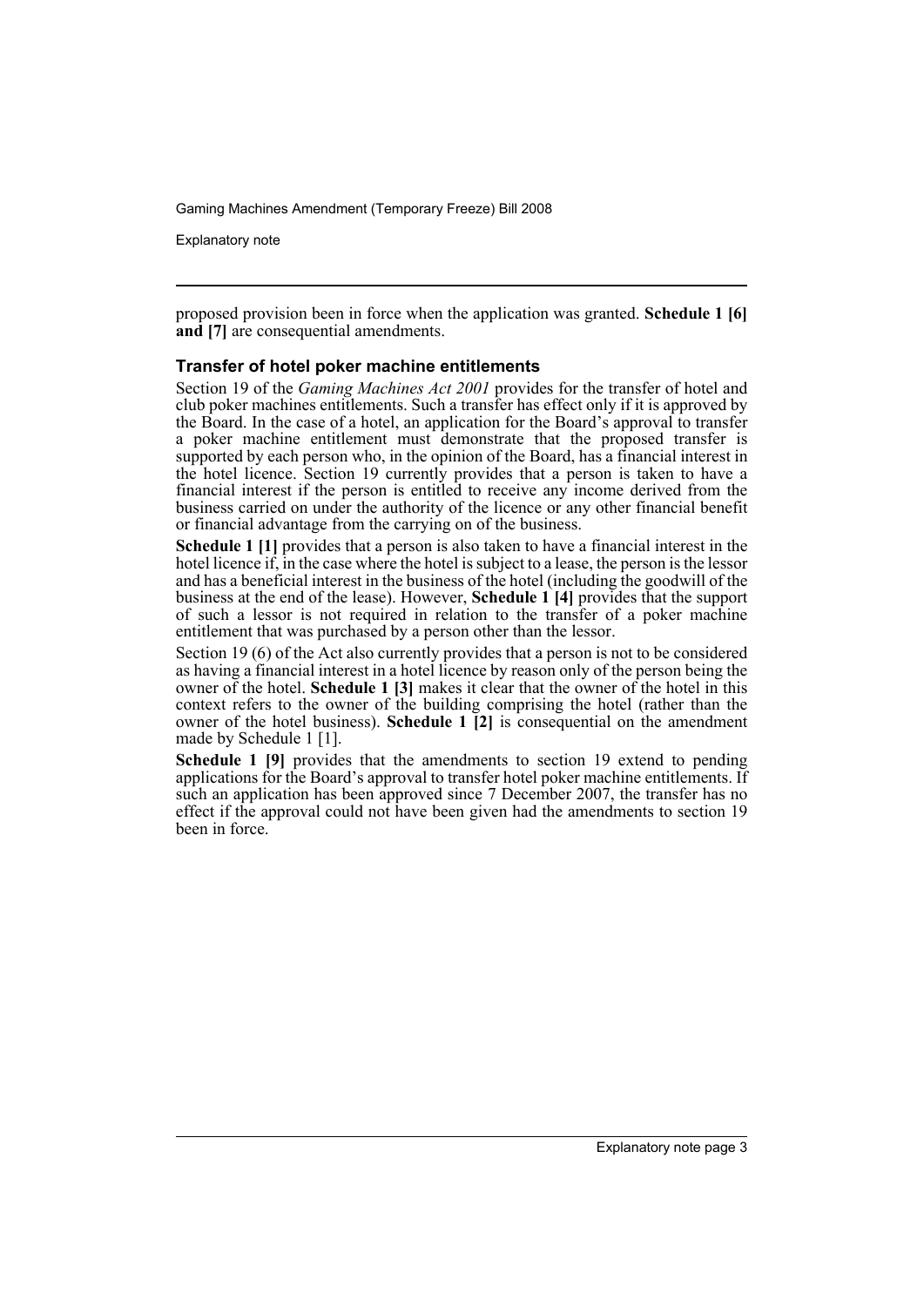proposed provision been in force when the application was granted. **Schedule 1 [6] and [7]** are consequential amendments.

### Transfer of hotel poker machine entitlements

Section 19 of the *Gaming Machines Act 2001* provides for the transfer of hotel and club poker machines entitlements. Such a transfer has effect only if it is approved by the Board. In the case of a hotel, an application for the Board's approval to transfer a poker machine entitlement must demonstrate that the proposed transfer is supported by each person who, in the opinion of the Board, has a financial interest in the hotel licence. Section 19 currently provides that a person is taken to have a financial interest if the person is entitled to receive any income derived from the business carried on under the authority of the licence or any other financial benefit or financial advantage from the carrying on of the business.

**Schedule 1 [1]** provides that a person is also taken to have a financial interest in the hotel licence if, in the case where the hotel is subject to a lease, the person is the lessor and has a beneficial interest in the business of the hotel (including the goodwill of the business at the end of the lease). However, **Schedule 1 [4]** provides that the support of such a lessor is not required in relation to the transfer of a poker machine entitlement that was purchased by a person other than the lessor.

Section 19 (6) of the Act also currently provides that a person is not to be considered as having a financial interest in a hotel licence by reason only of the person being the owner of the hotel. **Schedule 1 [3]** makes it clear that the owner of the hotel in this context refers to the owner of the building comprising the hotel (rather than the owner of the hotel business). **Schedule 1 [2]** is consequential on the amendment made by Schedule 1 [1].

**Schedule 1 [9]** provides that the amendments to section 19 extend to pending applications for the Board's approval to transfer hotel poker machine entitlements. If such an application has been approved since 7 December 2007, the transfer has no effect if the approval could not have been given had the amendments to section 19 been in force.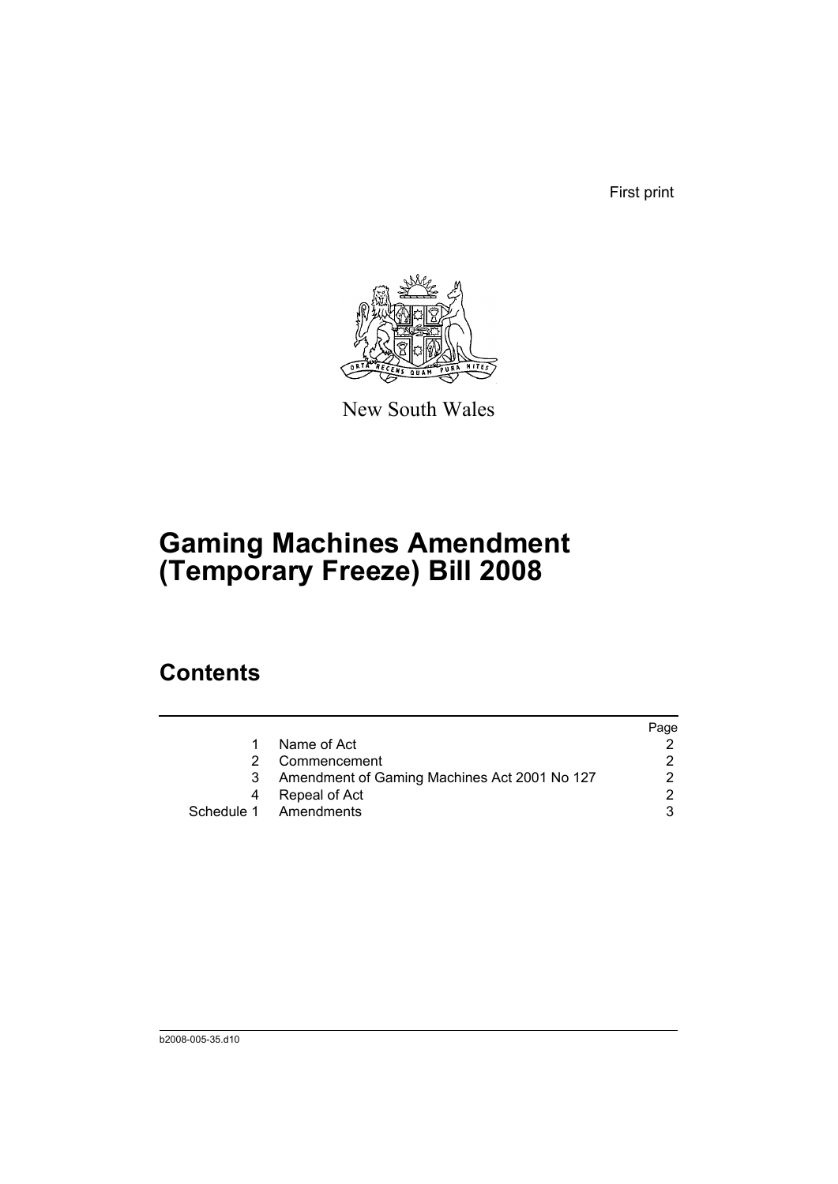First print

New South Wales

# Gaming Machines Amendment (Temporary Freeze) Bill 2008

## Contents

| | | Page |
|---|---|---|
| 1 | Name of Act | 2 |
| 2 | Commencement | 2 |
| 3 | Amendment of Gaming Machines Act 2001 No 127 | 2 |
| 4 | Repeal of Act | 2 |
| Schedule 1 | Amendments | 3 |

b2008-005-35.d10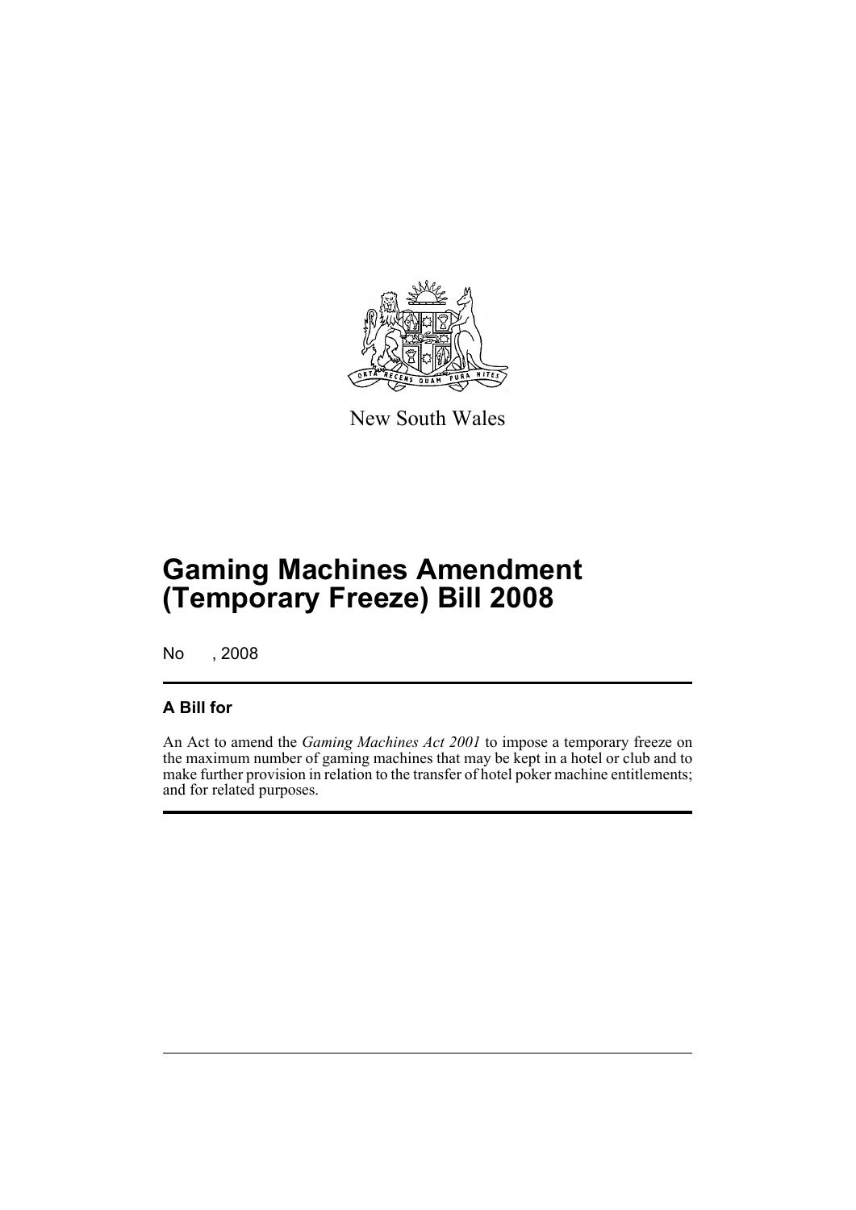New South Wales

# Gaming Machines Amendment (Temporary Freeze) Bill 2008

No , 2008

## A Bill for

An Act to amend the *Gaming Machines Act 2001* to impose a temporary freeze on the maximum number of gaming machines that may be kept in a hotel or club and to make further provision in relation to the transfer of hotel poker machine entitlements; and for related purposes.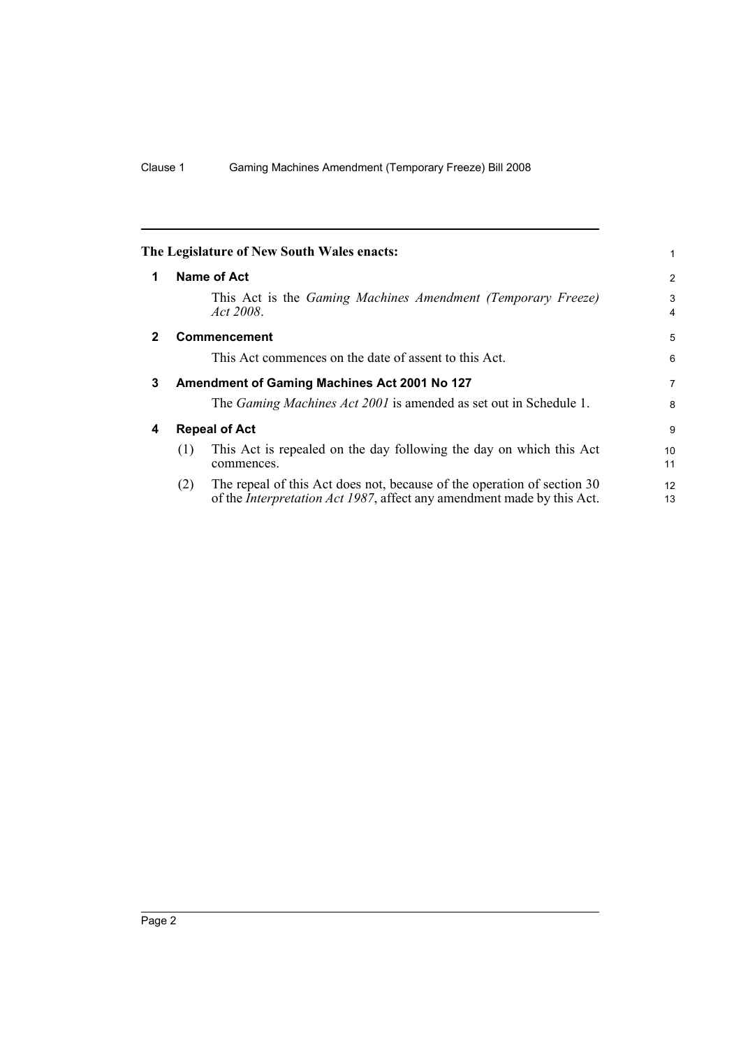The Legislature of New South Wales enacts:

## 1 Name of Act

This Act is the *Gaming Machines Amendment (Temporary Freeze) Act 2008*.

## 2 Commencement

This Act commences on the date of assent to this Act.

## 3 Amendment of Gaming Machines Act 2001 No 127

The *Gaming Machines Act 2001* is amended as set out in Schedule 1.

## 4 Repeal of Act

(1) This Act is repealed on the day following the day on which this Act commences.

(2) The repeal of this Act does not, because of the operation of section 30 of the *Interpretation Act 1987*, affect any amendment made by this Act.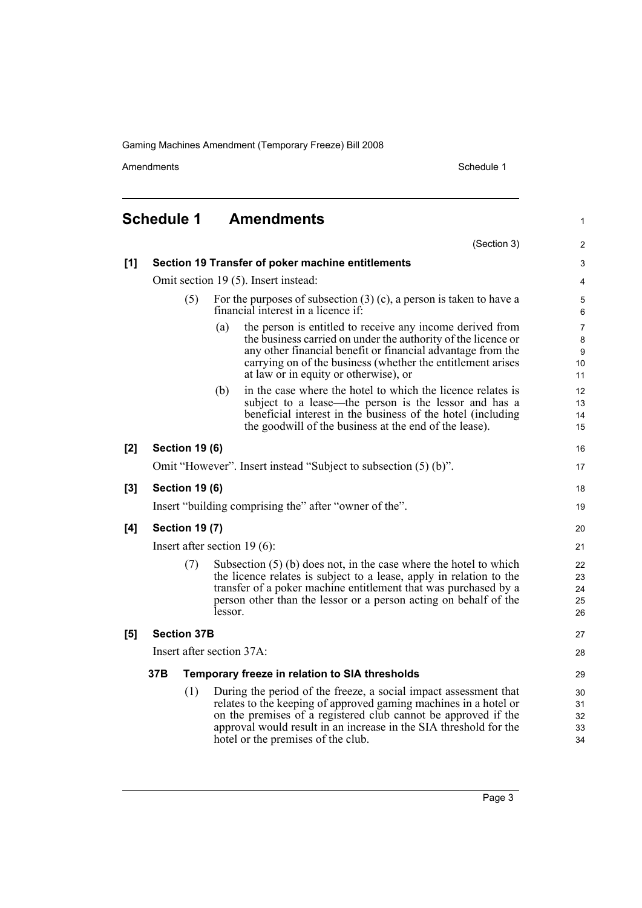## Schedule 1 Amendments

(Section 3)

**[1] Section 19 Transfer of poker machine entitlements**

Omit section 19 (5). Insert instead:

(5) For the purposes of subsection (3) (c), a person is taken to have a financial interest in a licence if:

(a) the person is entitled to receive any income derived from the business carried on under the authority of the licence or any other financial benefit or financial advantage from the carrying on of the business (whether the entitlement arises at law or in equity or otherwise), or

(b) in the case where the hotel to which the licence relates is subject to a lease—the person is the lessor and has a beneficial interest in the business of the hotel (including the goodwill of the business at the end of the lease).

**[2] Section 19 (6)**

Omit "However". Insert instead "Subject to subsection (5) (b)".

**[3] Section 19 (6)**

Insert "building comprising the" after "owner of the".

**[4] Section 19 (7)**

Insert after section 19 (6):

(7) Subsection (5) (b) does not, in the case where the hotel to which the licence relates is subject to a lease, apply in relation to the transfer of a poker machine entitlement that was purchased by a person other than the lessor or a person acting on behalf of the lessor.

**[5] Section 37B**

Insert after section 37A:

**37B Temporary freeze in relation to SIA thresholds**

(1) During the period of the freeze, a social impact assessment that relates to the keeping of approved gaming machines in a hotel or on the premises of a registered club cannot be approved if the approval would result in an increase in the SIA threshold for the hotel or the premises of the club.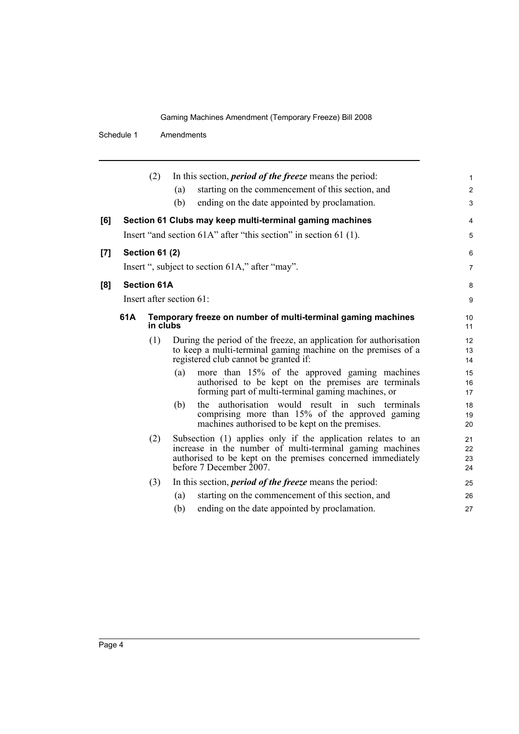(2) In this section, ***period of the freeze*** means the period:

(a) starting on the commencement of this section, and

(b) ending on the date appointed by proclamation.

**[6] Section 61 Clubs may keep multi-terminal gaming machines**

Insert "and section 61A" after "this section" in section 61 (1).

**[7] Section 61 (2)**

Insert ", subject to section 61A," after "may".

**[8] Section 61A**

Insert after section 61:

**61A Temporary freeze on number of multi-terminal gaming machines in clubs**

(1) During the period of the freeze, an application for authorisation to keep a multi-terminal gaming machine on the premises of a registered club cannot be granted if:

(a) more than 15% of the approved gaming machines authorised to be kept on the premises are terminals forming part of multi-terminal gaming machines, or

(b) the authorisation would result in such terminals comprising more than 15% of the approved gaming machines authorised to be kept on the premises.

(2) Subsection (1) applies only if the application relates to an increase in the number of multi-terminal gaming machines authorised to be kept on the premises concerned immediately before 7 December 2007.

(3) In this section, ***period of the freeze*** means the period:

(a) starting on the commencement of this section, and

(b) ending on the date appointed by proclamation.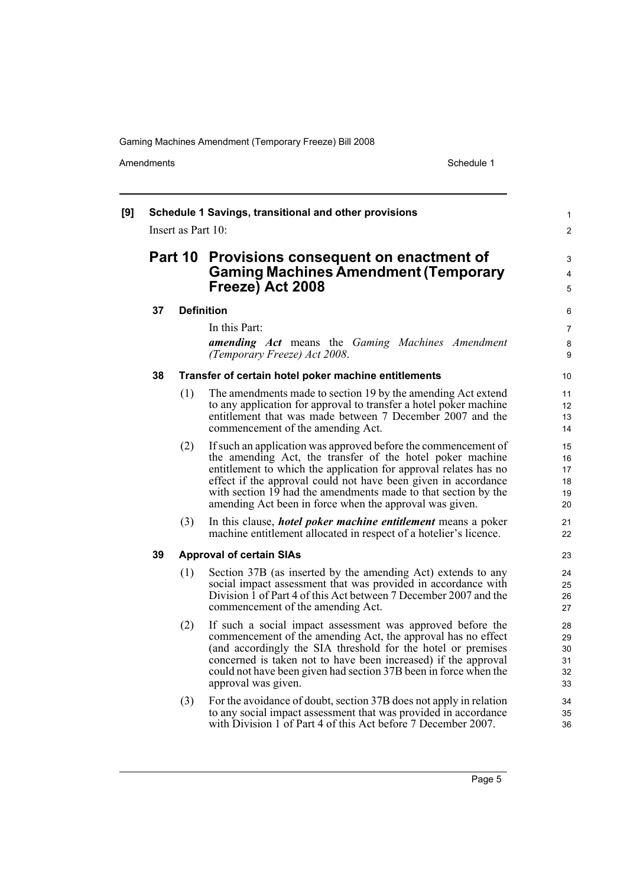**[9] Schedule 1 Savings, transitional and other provisions**

Insert as Part 10:

## Part 10 Provisions consequent on enactment of Gaming Machines Amendment (Temporary Freeze) Act 2008

### 37 Definition

In this Part:

***amending Act*** means the *Gaming Machines Amendment (Temporary Freeze) Act 2008*.

### 38 Transfer of certain hotel poker machine entitlements

(1) The amendments made to section 19 by the amending Act extend to any application for approval to transfer a hotel poker machine entitlement that was made between 7 December 2007 and the commencement of the amending Act.

(2) If such an application was approved before the commencement of the amending Act, the transfer of the hotel poker machine entitlement to which the application for approval relates has no effect if the approval could not have been given in accordance with section 19 had the amendments made to that section by the amending Act been in force when the approval was given.

(3) In this clause, ***hotel poker machine entitlement*** means a poker machine entitlement allocated in respect of a hotelier's licence.

### 39 Approval of certain SIAs

(1) Section 37B (as inserted by the amending Act) extends to any social impact assessment that was provided in accordance with Division 1 of Part 4 of this Act between 7 December 2007 and the commencement of the amending Act.

(2) If such a social impact assessment was approved before the commencement of the amending Act, the approval has no effect (and accordingly the SIA threshold for the hotel or premises concerned is taken not to have been increased) if the approval could not have been given had section 37B been in force when the approval was given.

(3) For the avoidance of doubt, section 37B does not apply in relation to any social impact assessment that was provided in accordance with Division 1 of Part 4 of this Act before 7 December 2007.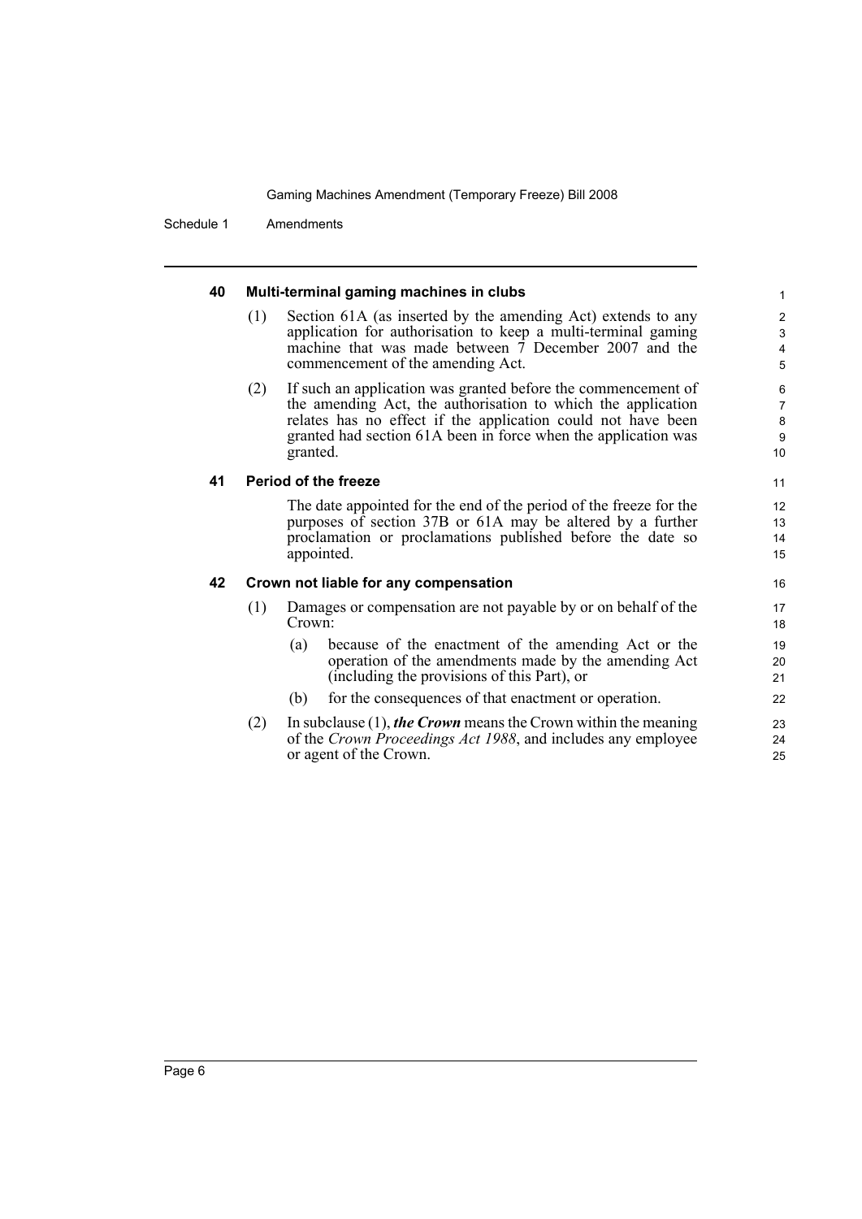### 40 Multi-terminal gaming machines in clubs

(1) Section 61A (as inserted by the amending Act) extends to any application for authorisation to keep a multi-terminal gaming machine that was made between 7 December 2007 and the commencement of the amending Act.

(2) If such an application was granted before the commencement of the amending Act, the authorisation to which the application relates has no effect if the application could not have been granted had section 61A been in force when the application was granted.

### 41 Period of the freeze

The date appointed for the end of the period of the freeze for the purposes of section 37B or 61A may be altered by a further proclamation or proclamations published before the date so appointed.

### 42 Crown not liable for any compensation

(1) Damages or compensation are not payable by or on behalf of the Crown:

(a) because of the enactment of the amending Act or the operation of the amendments made by the amending Act (including the provisions of this Part), or

(b) for the consequences of that enactment or operation.

(2) In subclause (1), ***the Crown*** means the Crown within the meaning of the *Crown Proceedings Act 1988*, and includes any employee or agent of the Crown.